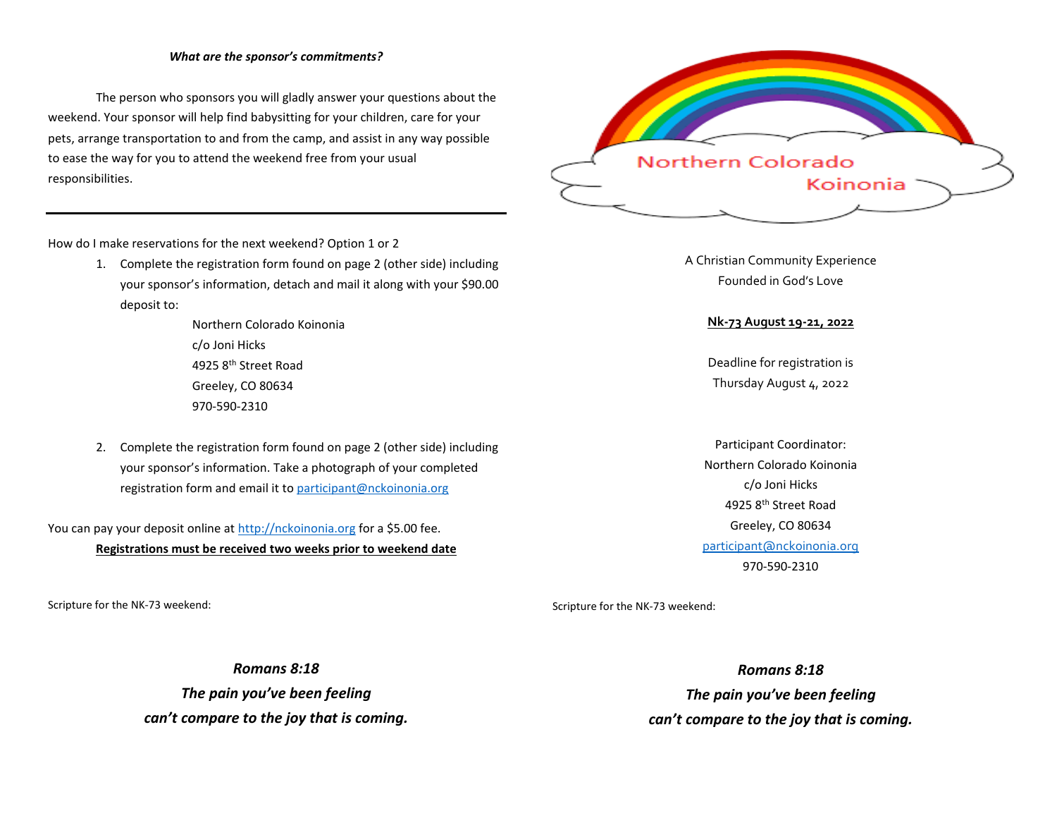***What are the sponsor's commitments?***

The person who sponsors you will gladly answer your questions about the weekend. Your sponsor will help find babysitting for your children, care for your pets, arrange transportation to and from the camp, and assist in any way possible to ease the way for you to attend the weekend free from your usual responsibilities.

---

How do I make reservations for the next weekend? Option 1 or 2

1. Complete the registration form found on page 2 (other side) including your sponsor's information, detach and mail it along with your $90.00 deposit to:

   Northern Colorado Koinonia  
   c/o Joni Hicks  
   4925 8th Street Road  
   Greeley, CO 80634  
   970-590-2310

2. Complete the registration form found on page 2 (other side) including your sponsor's information. Take a photograph of your completed registration form and email it to participant@nckoinonia.org

You can pay your deposit online at http://nckoinonia.org for a $5.00 fee.

**Registrations must be received two weeks prior to weekend date**

Scripture for the NK-73 weekend:

***Romans 8:18***  
***The pain you've been feeling***  
***can't compare to the joy that is coming.***

# Northern Colorado Koinonia

A Christian Community Experience  
Founded in God's Love

**Nk-73 August 19-21, 2022**

Deadline for registration is  
Thursday August 4, 2022

Participant Coordinator:  
Northern Colorado Koinonia  
c/o Joni Hicks  
4925 8th Street Road  
Greeley, CO 80634  
participant@nckoinonia.org  
970-590-2310

Scripture for the NK-73 weekend:

***Romans 8:18***  
***The pain you've been feeling***  
***can't compare to the joy that is coming.***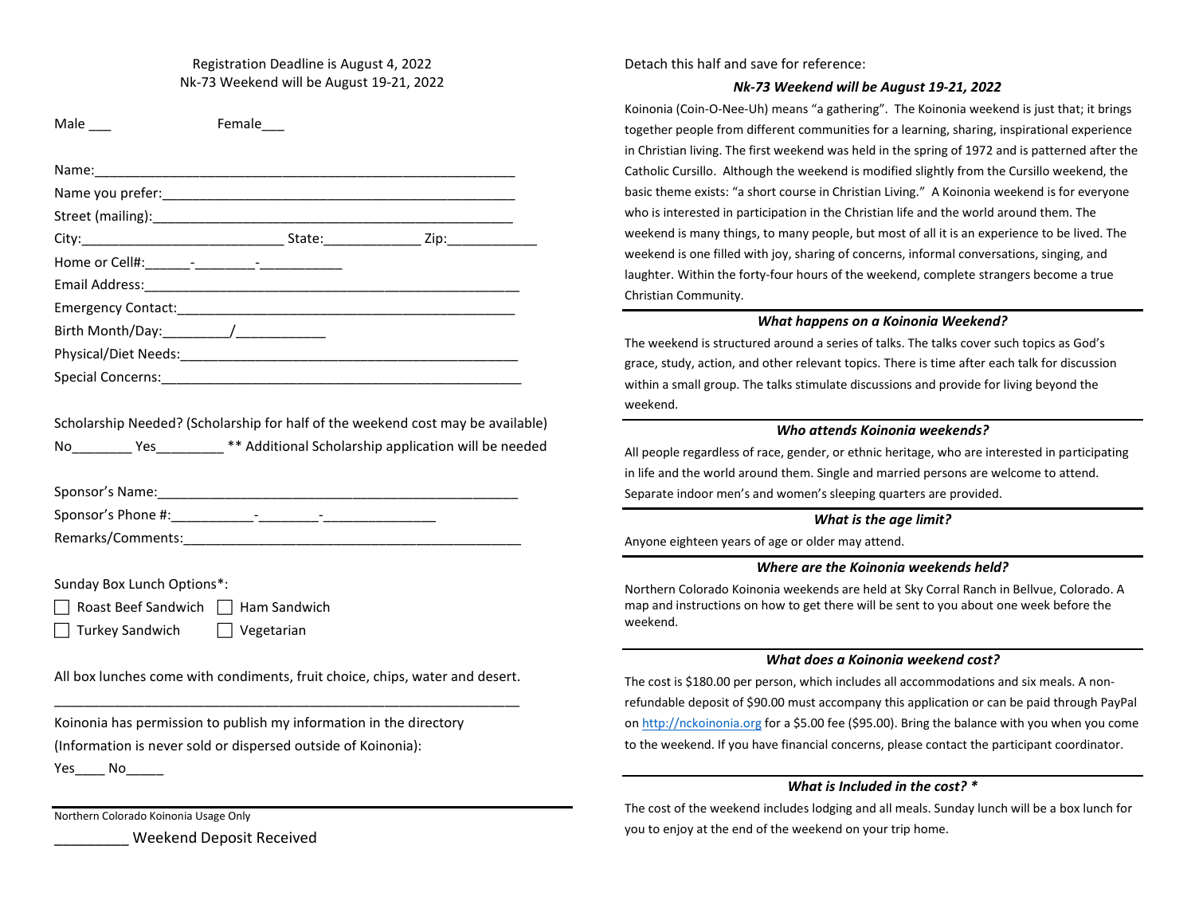Registration Deadline is August 4, 2022
Nk-73 Weekend will be August 19-21, 2022

Male ___ Female___

Name:____________________________________________________

Name you prefer:___________________________________________

Street (mailing):___________________________________________

City:___________________________ State:_____________ Zip:____________

Home or Cell#:______-________-___________

Email Address:_____________________________________________

Emergency Contact:_________________________________________

Birth Month/Day:_________/____________

Physical/Diet Needs:_______________________________________

Special Concerns:__________________________________________

Scholarship Needed? (Scholarship for half of the weekend cost may be available)

No________ Yes_________ ** Additional Scholarship application will be needed

Sponsor's Name:___________________________________________

Sponsor's Phone #:___________-________-_______________

Remarks/Comments:_________________________________________

Sunday Box Lunch Options*:

- ☐ Roast Beef Sandwich ☐ Ham Sandwich
- ☐ Turkey Sandwich ☐ Vegetarian

All box lunches come with condiments, fruit choice, chips, water and desert.

_______________________________________________________________

Koinonia has permission to publish my information in the directory
(Information is never sold or dispersed outside of Koinonia):

Yes____ No_____

---

Northern Colorado Koinonia Usage Only

_________ Weekend Deposit Received

Detach this half and save for reference:

***Nk-73 Weekend will be August 19-21, 2022***

Koinonia (Coin-O-Nee-Uh) means "a gathering". The Koinonia weekend is just that; it brings together people from different communities for a learning, sharing, inspirational experience in Christian living. The first weekend was held in the spring of 1972 and is patterned after the Catholic Cursillo. Although the weekend is modified slightly from the Cursillo weekend, the basic theme exists: "a short course in Christian Living." A Koinonia weekend is for everyone who is interested in participation in the Christian life and the world around them. The weekend is many things, to many people, but most of all it is an experience to be lived. The weekend is one filled with joy, sharing of concerns, informal conversations, singing, and laughter. Within the forty-four hours of the weekend, complete strangers become a true Christian Community.

### *What happens on a Koinonia Weekend?*

The weekend is structured around a series of talks. The talks cover such topics as God's grace, study, action, and other relevant topics. There is time after each talk for discussion within a small group. The talks stimulate discussions and provide for living beyond the weekend.

### *Who attends Koinonia weekends?*

All people regardless of race, gender, or ethnic heritage, who are interested in participating in life and the world around them. Single and married persons are welcome to attend. Separate indoor men's and women's sleeping quarters are provided.

### *What is the age limit?*

Anyone eighteen years of age or older may attend.

### *Where are the Koinonia weekends held?*

Northern Colorado Koinonia weekends are held at Sky Corral Ranch in Bellvue, Colorado. A map and instructions on how to get there will be sent to you about one week before the weekend.

### *What does a Koinonia weekend cost?*

The cost is $180.00 per person, which includes all accommodations and six meals. A non-refundable deposit of $90.00 must accompany this application or can be paid through PayPal on http://nckoinonia.org for a $5.00 fee ($95.00). Bring the balance with you when you come to the weekend. If you have financial concerns, please contact the participant coordinator.

### *What is Included in the cost? **

The cost of the weekend includes lodging and all meals. Sunday lunch will be a box lunch for you to enjoy at the end of the weekend on your trip home.